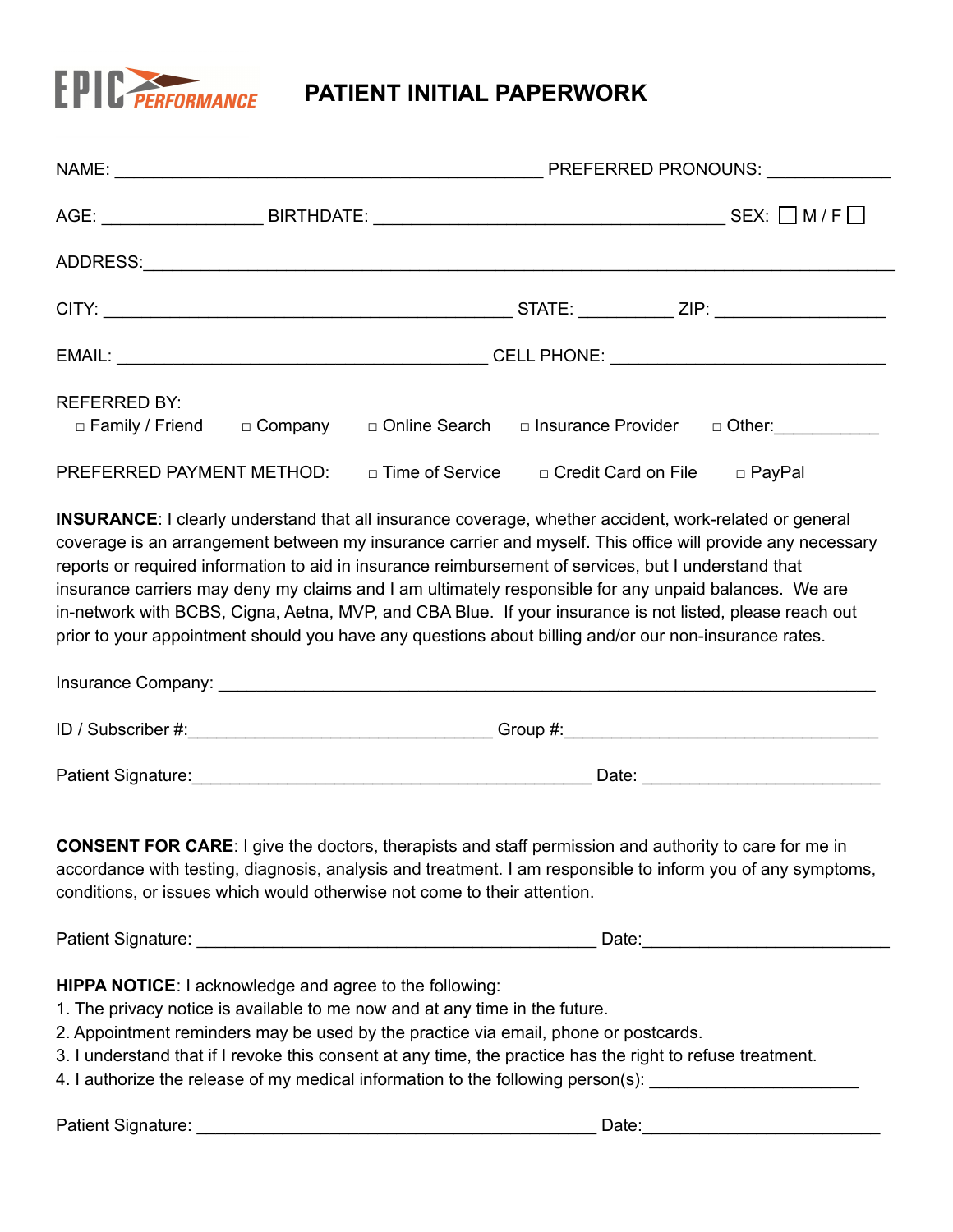EPIC PERFORMANCE

# PATIENT INITIAL PAPERWORK

NAME: ___________________________________________ PREFERRED PRONOUNS: ____________

AGE: ________________ BIRTHDATE: ___________________________________ SEX: ☐ M / F ☐

ADDRESS:___________________________________________________________________________

CITY: _________________________________________ STATE: __________ ZIP: _________________

EMAIL: _____________________________________ CELL PHONE: ____________________________

REFERRED BY:
□ Family / Friend  □ Company  □ Online Search  □ Insurance Provider  □ Other:___________

PREFERRED PAYMENT METHOD:  □ Time of Service  □ Credit Card on File  □ PayPal

**INSURANCE**: I clearly understand that all insurance coverage, whether accident, work-related or general coverage is an arrangement between my insurance carrier and myself. This office will provide any necessary reports or required information to aid in insurance reimbursement of services, but I understand that insurance carriers may deny my claims and I am ultimately responsible for any unpaid balances. We are in-network with BCBS, Cigna, Aetna, MVP, and CBA Blue. If your insurance is not listed, please reach out prior to your appointment should you have any questions about billing and/or our non-insurance rates.

Insurance Company: _____________________________________________________________________

ID / Subscriber #:________________________________ Group #:_________________________________

Patient Signature:__________________________________________ Date: _________________________

**CONSENT FOR CARE**: I give the doctors, therapists and staff permission and authority to care for me in accordance with testing, diagnosis, analysis and treatment. I am responsible to inform you of any symptoms, conditions, or issues which would otherwise not come to their attention.

Patient Signature: __________________________________________ Date:__________________________

**HIPPA NOTICE**: I acknowledge and agree to the following:

1. The privacy notice is available to me now and at any time in the future.
2. Appointment reminders may be used by the practice via email, phone or postcards.
3. I understand that if I revoke this consent at any time, the practice has the right to refuse treatment.
4. I authorize the release of my medical information to the following person(s): ______________________

Patient Signature: __________________________________________ Date:_________________________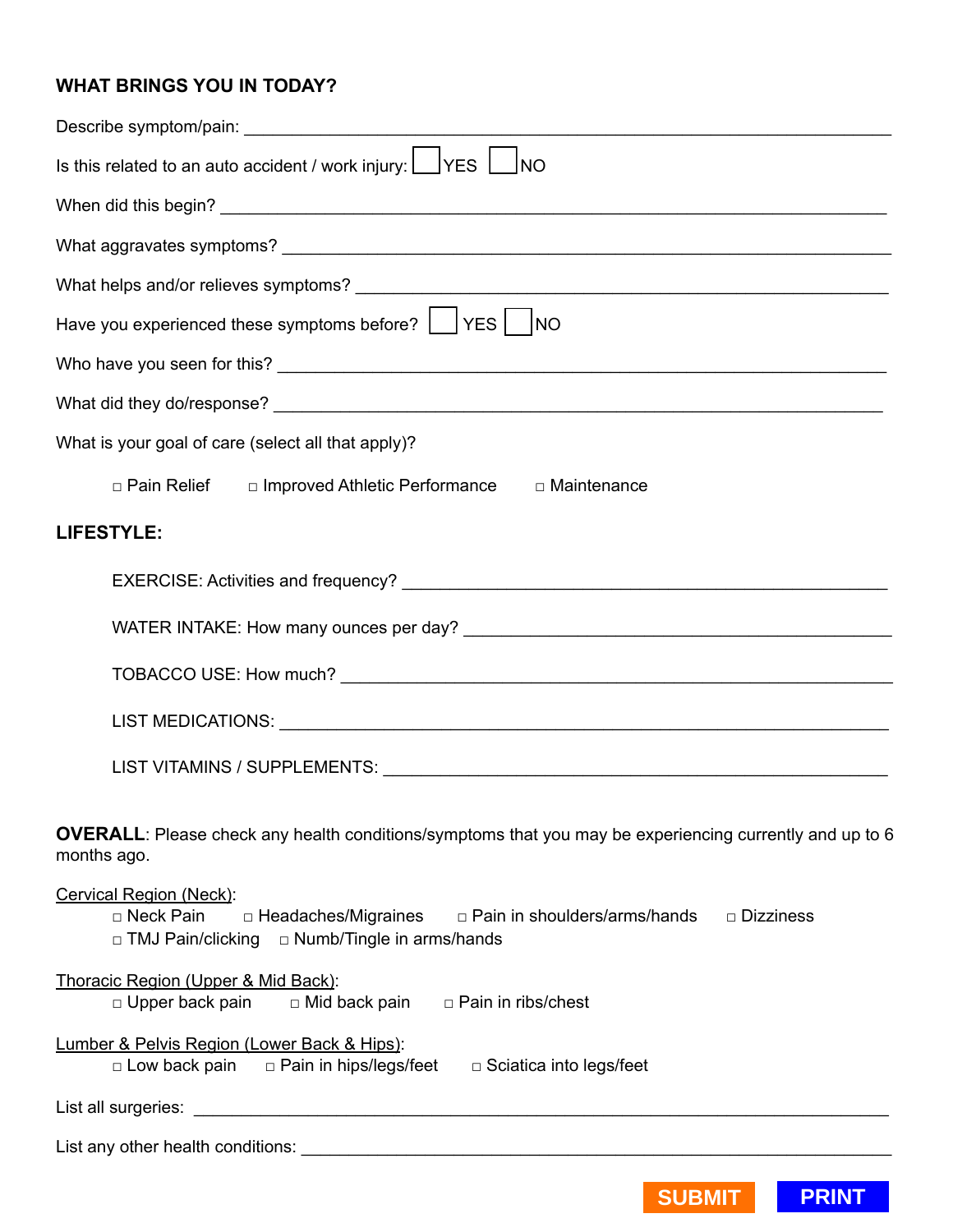## WHAT BRINGS YOU IN TODAY?

Describe symptom/pain: ______________________________________________________________

Is this related to an auto accident / work injury: ☐ YES ☐ NO

When did this begin? ______________________________________________________________

What aggravates symptoms? __________________________________________________________

What helps and/or relieves symptoms? ________________________________________________

Have you experienced these symptoms before? ☐ YES ☐ NO

Who have you seen for this? ________________________________________________________

What did they do/response? ________________________________________________________

What is your goal of care (select all that apply)?

☐ Pain Relief ☐ Improved Athletic Performance ☐ Maintenance

## LIFESTYLE:

EXERCISE: Activities and frequency? ______________________________________________

WATER INTAKE: How many ounces per day? __________________________________________

TOBACCO USE: How much? ____________________________________________________

LIST MEDICATIONS: ________________________________________________________

LIST VITAMINS / SUPPLEMENTS: _______________________________________________

**OVERALL**: Please check any health conditions/symptoms that you may be experiencing currently and up to 6 months ago.

Cervical Region (Neck):

☐ Neck Pain ☐ Headaches/Migraines ☐ Pain in shoulders/arms/hands ☐ Dizziness
☐ TMJ Pain/clicking ☐ Numb/Tingle in arms/hands

Thoracic Region (Upper & Mid Back):

☐ Upper back pain ☐ Mid back pain ☐ Pain in ribs/chest

Lumber & Pelvis Region (Lower Back & Hips):

☐ Low back pain ☐ Pain in hips/legs/feet ☐ Sciatica into legs/feet

List all surgeries: ______________________________________________________________

List any other health conditions: ____________________________________________________

SUBMIT PRINT